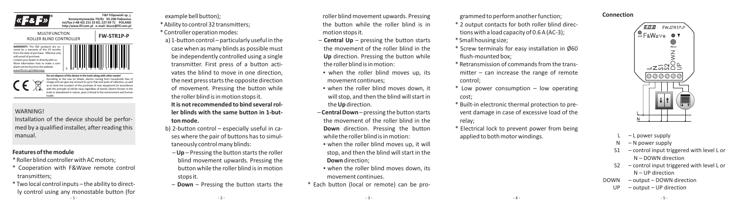F&F Filipowski sp. j.
Konstantynowska 79/81 95-200 Pabianice
tel/fax (+48 42) 215 23 83; 227 09 71 POLAND
http://www.fif.com.pl e-mail: biuro@fif.com.pl

MULTIFUNCTION ROLLER BLIND CONTROLLER

**FW-STR1P-P**

**WARRANTY.** The F&F products are covered by a warranty of the 24 months from the date of purchase. Effective only with proof of purchase. Contact your dealer or directly with us. More information how to make a complaint can be found on the website: www.fif.com.pl/reklamacje

**Do not dispose of this device in the trash along with other waste!** According to the Law on Waste, electro coming from households free of charge and can give any amount to up to that end point of collection, as well as to store the occasion of the purchase of new equipment (in accordance with the principle of old-for-new, regardless of brand). Electro thrown in the trash or abandoned in nature, pose a threat to the environment and human health.

## WARNING!

Installation of the device should be performed by a qualified installer, after reading this manual.

### Features of the module

* Roller blind controller with AC motors;
* Cooperation with F&Wave remote control transmitters;
* Two local control inputs – the ability to directly control using any monostable button (for example bell button);
* Ability to control 32 transmitters;
* Controller operation modes:
  - a) 1-button control – particularly useful in the case when as many blinds as possible must be independently controlled using a single transmitter. First press of a button activates the blind to move in one direction, the next press starts the opposite direction of movement. Pressing the button while the roller blind is in motion stops it.
    **It is not recommended to bind several roller blinds with the same button in 1-button mode.**
  - b) 2-button control – especially useful in cases where the pair of buttons has to simultaneously control many blinds:
    - **Up** – Pressing the button starts the roller blind movement upwards. Pressing the button while the roller blind is in motion stops it.
    - **Down** – Pressing the button starts the roller blind movement upwards. Pressing the button while the roller blind is in motion stops it.
    - **Central Up** – pressing the button starts the movement of the roller blind in the **Up** direction. Pressing the button while the roller blind is in motion:
      - when the roller blind moves up, its movement continues;
      - when the roller blind moves down, it will stop, and then the blind will start in the **Up** direction.
    - **Central Down** – pressing the button starts the movement of the roller blind in the **Down** direction. Pressing the button while the roller blind is in motion:
      - when the roller blind moves up, it will stop, and then the blind will start in the **Down** direction;
      - when the roller blind moves down, its movement continues.
* Each button (local or remote) can be programmed to perform another function;
* 2 output contacts for both roller blind directions with a load capacity of 0.6 A (AC-3);
* Small housing size;
* Screw terminals for easy installation in Ø60 flush-mounted box;
* Retransmission of commands from the transmitter – can increase the range of remote control;
* Low power consumption – low operating cost;
* Built-in electronic thermal protection to prevent damage in case of excessive load of the relay;
* Electrical lock to prevent power from being applied to both motor windings.

### Connection

- L – L power supply
- N – N power supply
- S1 – control input triggered with level L or N – DOWN direction
- S2 – control input triggered with level L or N – UP direction
- DOWN – output – DOWN direction
- UP – output – UP direction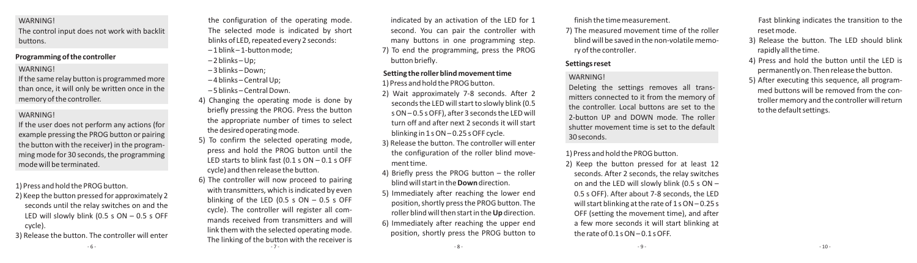WARNING!

The control input does not work with backlit buttons.

### Programming of the controller

WARNING!

If the same relay button is programmed more than once, it will only be written once in the memory of the controller.

WARNING!

If the user does not perform any actions (for example pressing the PROG button or pairing the button with the receiver) in the programming mode for 30 seconds, the programming mode will be terminated.

1) Press and hold the PROG button.
2) Keep the button pressed for approximately 2 seconds until the relay switches on and the LED will slowly blink (0.5 s ON – 0.5 s OFF cycle).
3) Release the button. The controller will enter the configuration of the operating mode. The selected mode is indicated by short blinks of LED, repeated every 2 seconds:
   – 1 blink – 1-button mode;
   – 2 blinks – Up;
   – 3 blinks – Down;
   – 4 blinks – Central Up;
   – 5 blinks – Central Down.
4) Changing the operating mode is done by briefly pressing the PROG. Press the button the appropriate number of times to select the desired operating mode.
5) To confirm the selected operating mode, press and hold the PROG button until the LED starts to blink fast (0.1 s ON – 0.1 s OFF cycle) and then release the button.
6) The controller will now proceed to pairing with transmitters, which is indicated by even blinking of the LED (0.5 s ON – 0.5 s OFF cycle). The controller will register all commands received from transmitters and will link them with the selected operating mode. The linking of the button with the receiver is indicated by an activation of the LED for 1 second. You can pair the controller with many buttons in one programming step.
7) To end the programming, press the PROG button briefly.

### Setting the roller blind movement time

1) Press and hold the PROG button.
2) Wait approximately 7-8 seconds. After 2 seconds the LED will start to slowly blink (0.5 s ON – 0.5 s OFF), after 3 seconds the LED will turn off and after next 2 seconds it will start blinking in 1 s ON – 0.25 s OFF cycle.
3) Release the button. The controller will enter the configuration of the roller blind movement time.
4) Briefly press the PROG button – the roller blind will start in the **Down** direction.
5) Immediately after reaching the lower end position, shortly press the PROG button. The roller blind will then start in the **Up** direction.
6) Immediately after reaching the upper end position, shortly press the PROG button to finish the time measurement.
7) The measured movement time of the roller blind will be saved in the non-volatile memory of the controller.

### Settings reset

WARNING!

Deleting the settings removes all transmitters connected to it from the memory of the controller. Local buttons are set to the 2-button UP and DOWN mode. The roller shutter movement time is set to the default 30 seconds.

1) Press and hold the PROG button.
2) Keep the button pressed for at least 12 seconds. After 2 seconds, the relay switches on and the LED will slowly blink (0.5 s ON – 0.5 s OFF). After about 7-8 seconds, the LED will start blinking at the rate of 1 s ON – 0.25 s OFF (setting the movement time), and after a few more seconds it will start blinking at the rate of 0.1 s ON – 0.1 s OFF.
   Fast blinking indicates the transition to the reset mode.
3) Release the button. The LED should blink rapidly all the time.
4) Press and hold the button until the LED is permanently on. Then release the button.
5) After executing this sequence, all programmed buttons will be removed from the controller memory and the controller will return to the default settings.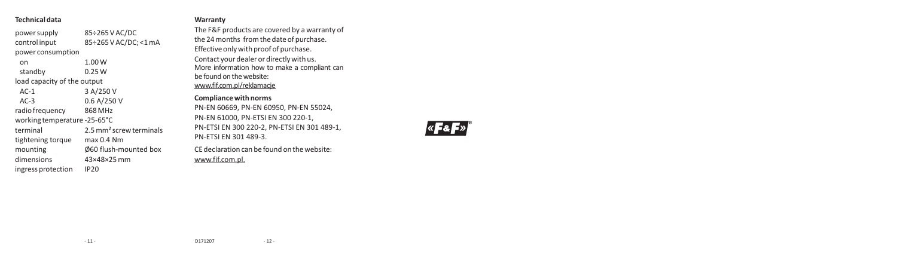## Technical data

| | |
|---|---|
| power supply | 85÷265 V AC/DC |
| control input | 85÷265 V AC/DC; <1 mA |
| power consumption | |
| on | 1.00 W |
| standby | 0.25 W |
| load capacity of the output | |
| AC-1 | 3 A/250 V |
| AC-3 | 0.6 A/250 V |
| radio frequency | 868 MHz |
| working temperature | -25-65°C |
| terminal | 2.5 mm² screw terminals |
| tightening torque | max 0.4 Nm |
| mounting | Ø60 flush-mounted box |
| dimensions | 43×48×25 mm |
| ingress protection | IP20 |

## Warranty

The F&F products are covered by a warranty of the 24 months from the date of purchase. Effective only with proof of purchase.

Contact your dealer or directly with us. More information how to make a compliant can be found on the website: www.fif.com.pl/reklamacje

## Compliance with norms

PN-EN 60669, PN-EN 60950, PN-EN 55024, PN-EN 61000, PN-ETSI EN 300 220-1, PN-ETSI EN 300 220-2, PN-ETSI EN 301 489-1, PN-ETSI EN 301 489-3.

CE declaration can be found on the website: www.fif.com.pl.

«F&F»®

D171207